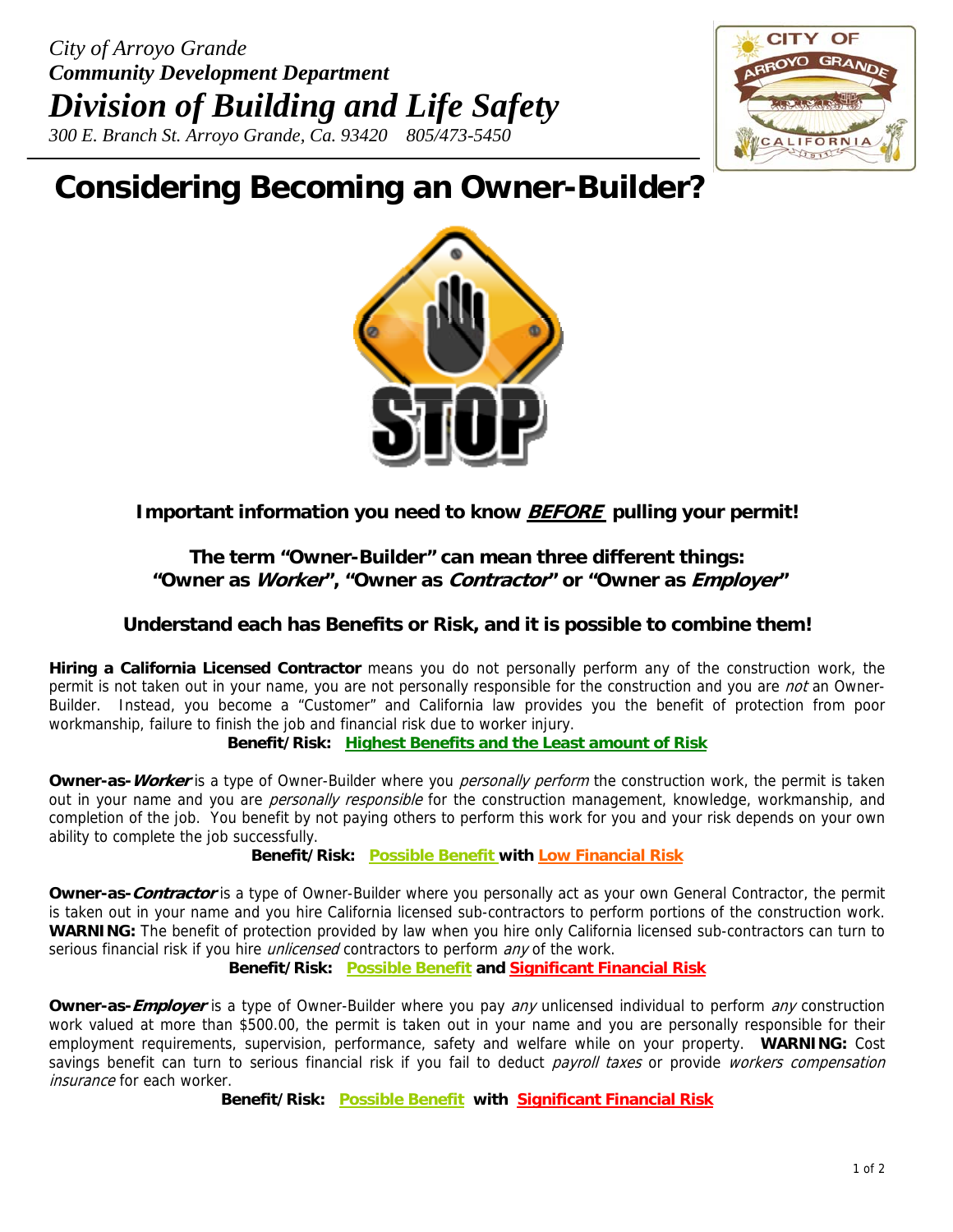*City of Arroyo Grande*
***Community Development Department***
# *Division of Building and Life Safety*
*300 E. Branch St. Arroyo Grande, Ca. 93420    805/473-5450*

# Considering Becoming an Owner-Builder?

**Important information you need to know *BEFORE* pulling your permit!**

**The term "Owner-Builder" can mean three different things:**
**"Owner as *Worker*", "Owner as *Contractor*" or "Owner as *Employer*"**

**Understand each has Benefits or Risk, and it is possible to combine them!**

**Hiring a California Licensed Contractor** means you do not personally perform any of the construction work, the permit is not taken out in your name, you are not personally responsible for the construction and you are *not* an Owner-Builder. Instead, you become a "Customer" and California law provides you the benefit of protection from poor workmanship, failure to finish the job and financial risk due to worker injury.

**Benefit/Risk: Highest Benefits and the Least amount of Risk**

**Owner-as-*Worker*** is a type of Owner-Builder where you *personally perform* the construction work, the permit is taken out in your name and you are *personally responsible* for the construction management, knowledge, workmanship, and completion of the job. You benefit by not paying others to perform this work for you and your risk depends on your own ability to complete the job successfully.

**Benefit/Risk: Possible Benefit with Low Financial Risk**

**Owner-as-*Contractor*** is a type of Owner-Builder where you personally act as your own General Contractor, the permit is taken out in your name and you hire California licensed sub-contractors to perform portions of the construction work. **WARNING:** The benefit of protection provided by law when you hire only California licensed sub-contractors can turn to serious financial risk if you hire *unlicensed* contractors to perform *any* of the work.

**Benefit/Risk: Possible Benefit and Significant Financial Risk**

**Owner-as-*Employer*** is a type of Owner-Builder where you pay *any* unlicensed individual to perform *any* construction work valued at more than $500.00, the permit is taken out in your name and you are personally responsible for their employment requirements, supervision, performance, safety and welfare while on your property. **WARNING:** Cost savings benefit can turn to serious financial risk if you fail to deduct *payroll taxes* or provide *workers compensation insurance* for each worker.

**Benefit/Risk: Possible Benefit with Significant Financial Risk**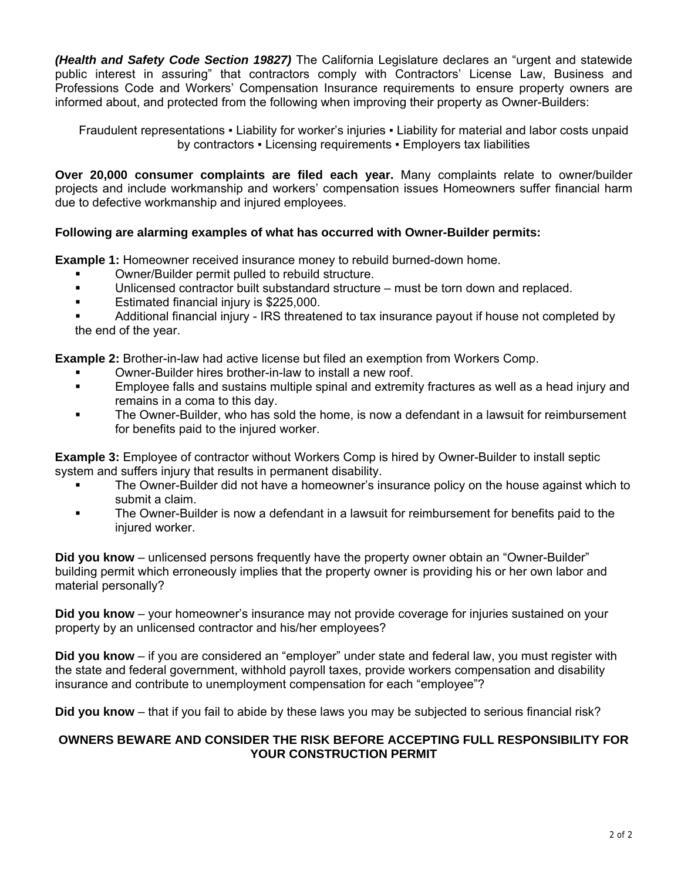***(Health and Safety Code Section 19827)*** The California Legislature declares an "urgent and statewide public interest in assuring" that contractors comply with Contractors' License Law, Business and Professions Code and Workers' Compensation Insurance requirements to ensure property owners are informed about, and protected from the following when improving their property as Owner-Builders:

Fraudulent representations ▪ Liability for worker's injuries ▪ Liability for material and labor costs unpaid by contractors ▪ Licensing requirements ▪ Employers tax liabilities

**Over 20,000 consumer complaints are filed each year.** Many complaints relate to owner/builder projects and include workmanship and workers' compensation issues Homeowners suffer financial harm due to defective workmanship and injured employees.

**Following are alarming examples of what has occurred with Owner-Builder permits:**

**Example 1:** Homeowner received insurance money to rebuild burned-down home.

- Owner/Builder permit pulled to rebuild structure.
- Unlicensed contractor built substandard structure – must be torn down and replaced.
- Estimated financial injury is $225,000.
- Additional financial injury - IRS threatened to tax insurance payout if house not completed by the end of the year.

**Example 2:** Brother-in-law had active license but filed an exemption from Workers Comp.

- Owner-Builder hires brother-in-law to install a new roof.
- Employee falls and sustains multiple spinal and extremity fractures as well as a head injury and remains in a coma to this day.
- The Owner-Builder, who has sold the home, is now a defendant in a lawsuit for reimbursement for benefits paid to the injured worker.

**Example 3:** Employee of contractor without Workers Comp is hired by Owner-Builder to install septic system and suffers injury that results in permanent disability.

- The Owner-Builder did not have a homeowner's insurance policy on the house against which to submit a claim.
- The Owner-Builder is now a defendant in a lawsuit for reimbursement for benefits paid to the injured worker.

**Did you know** – unlicensed persons frequently have the property owner obtain an "Owner-Builder" building permit which erroneously implies that the property owner is providing his or her own labor and material personally?

**Did you know** – your homeowner's insurance may not provide coverage for injuries sustained on your property by an unlicensed contractor and his/her employees?

**Did you know** – if you are considered an "employer" under state and federal law, you must register with the state and federal government, withhold payroll taxes, provide workers compensation and disability insurance and contribute to unemployment compensation for each "employee"?

**Did you know** – that if you fail to abide by these laws you may be subjected to serious financial risk?

**OWNERS BEWARE AND CONSIDER THE RISK BEFORE ACCEPTING FULL RESPONSIBILITY FOR YOUR CONSTRUCTION PERMIT**